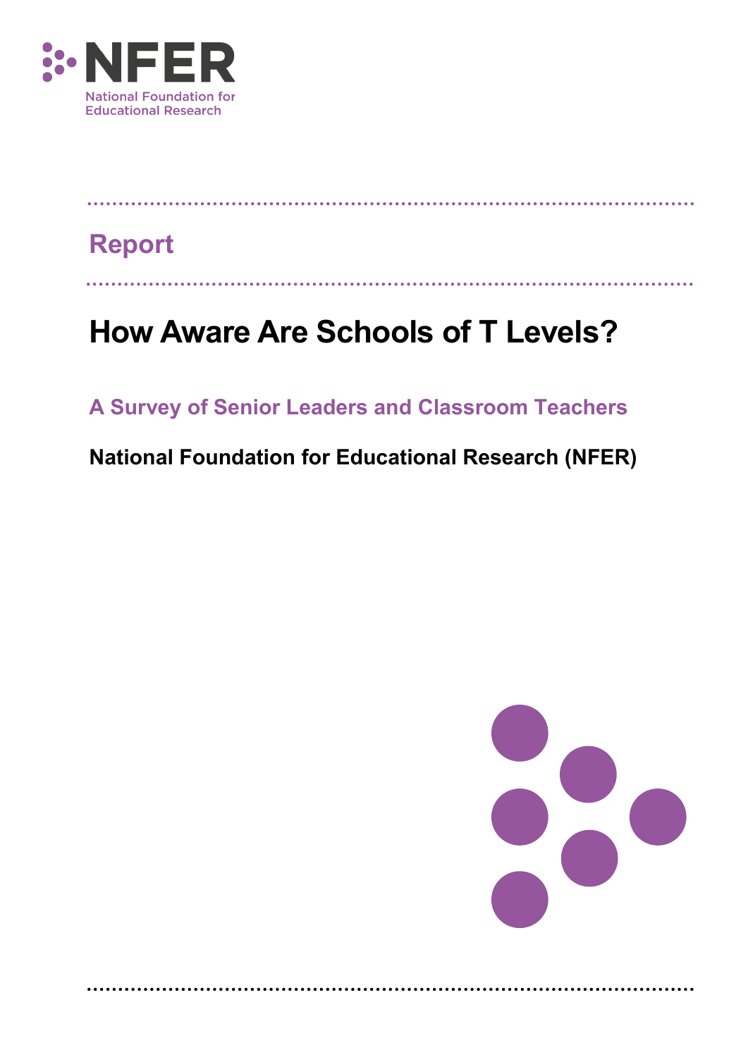NFER

National Foundation for Educational Research

Report

# How Aware Are Schools of T Levels?

## A Survey of Senior Leaders and Classroom Teachers

**National Foundation for Educational Research (NFER)**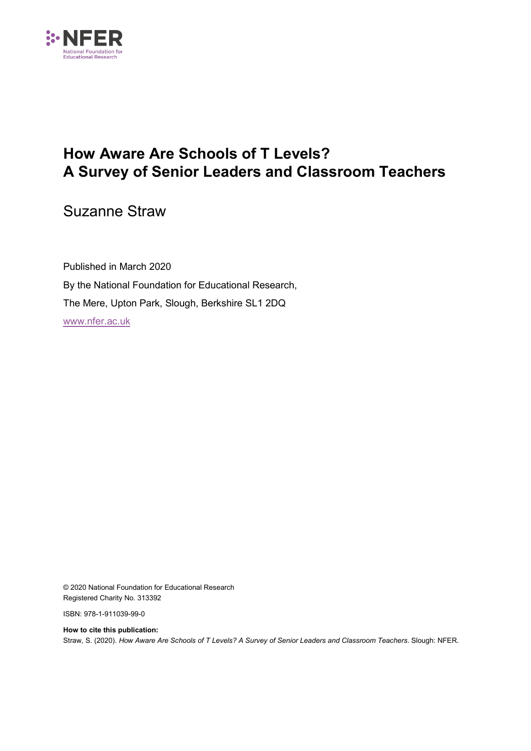NFER

National Foundation for Educational Research

# How Aware Are Schools of T Levels? A Survey of Senior Leaders and Classroom Teachers

Suzanne Straw

Published in March 2020

By the National Foundation for Educational Research,

The Mere, Upton Park, Slough, Berkshire SL1 2DQ

www.nfer.ac.uk

© 2020 National Foundation for Educational Research

Registered Charity No. 313392

ISBN: 978-1-911039-99-0

**How to cite this publication:**

Straw, S. (2020). *How Aware Are Schools of T Levels? A Survey of Senior Leaders and Classroom Teachers*. Slough: NFER.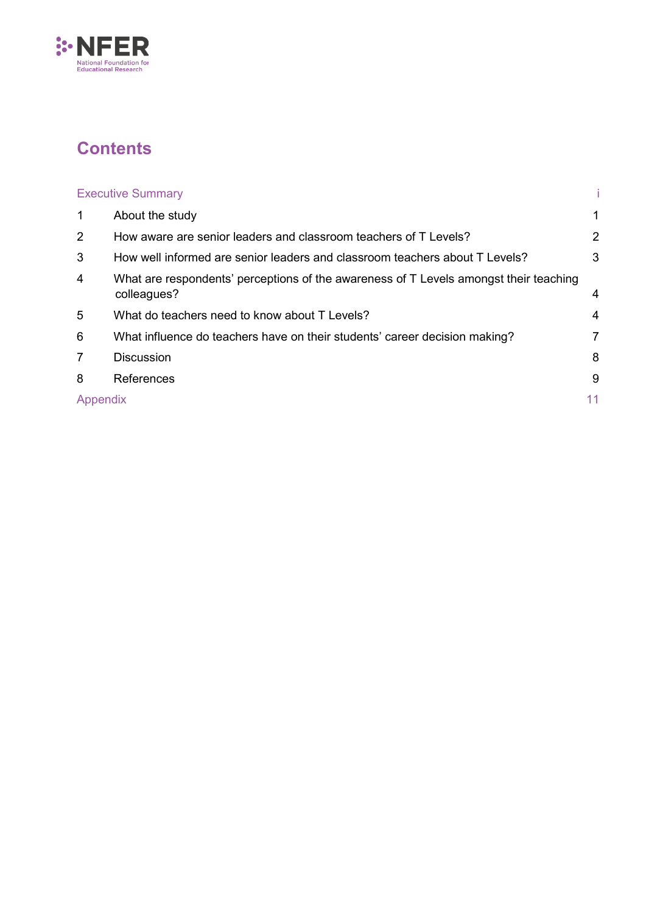# Contents

| | | |
|---|---|---|
| Executive Summary | | i |
| 1 | About the study | 1 |
| 2 | How aware are senior leaders and classroom teachers of T Levels? | 2 |
| 3 | How well informed are senior leaders and classroom teachers about T Levels? | 3 |
| 4 | What are respondents' perceptions of the awareness of T Levels amongst their teaching colleagues? | 4 |
| 5 | What do teachers need to know about T Levels? | 4 |
| 6 | What influence do teachers have on their students' career decision making? | 7 |
| 7 | Discussion | 8 |
| 8 | References | 9 |
| Appendix | | 11 |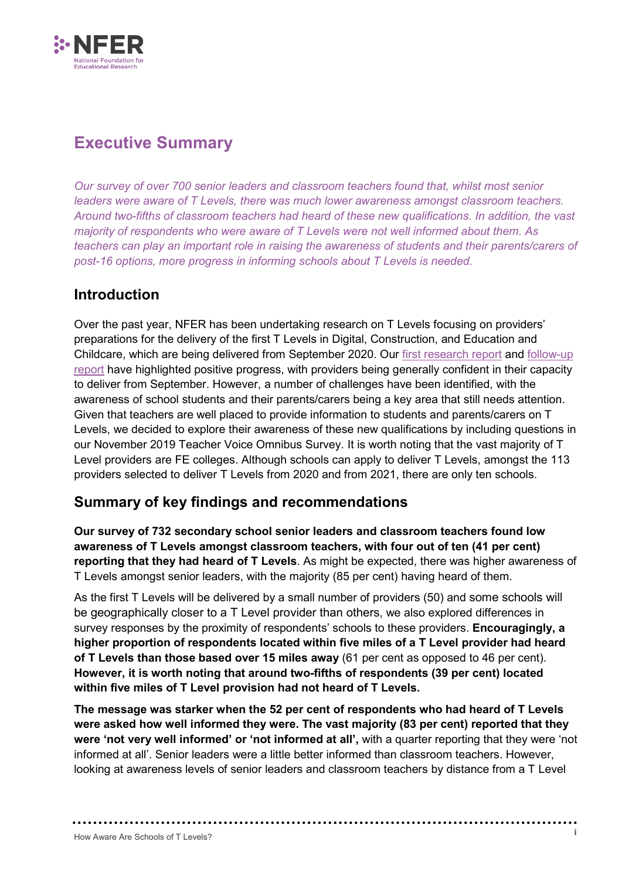# Executive Summary

*Our survey of over 700 senior leaders and classroom teachers found that, whilst most senior leaders were aware of T Levels, there was much lower awareness amongst classroom teachers. Around two-fifths of classroom teachers had heard of these new qualifications. In addition, the vast majority of respondents who were aware of T Levels were not well informed about them. As teachers can play an important role in raising the awareness of students and their parents/carers of post-16 options, more progress in informing schools about T Levels is needed.*

## Introduction

Over the past year, NFER has been undertaking research on T Levels focusing on providers' preparations for the delivery of the first T Levels in Digital, Construction, and Education and Childcare, which are being delivered from September 2020. Our first research report and follow-up report have highlighted positive progress, with providers being generally confident in their capacity to deliver from September. However, a number of challenges have been identified, with the awareness of school students and their parents/carers being a key area that still needs attention. Given that teachers are well placed to provide information to students and parents/carers on T Levels, we decided to explore their awareness of these new qualifications by including questions in our November 2019 Teacher Voice Omnibus Survey. It is worth noting that the vast majority of T Level providers are FE colleges. Although schools can apply to deliver T Levels, amongst the 113 providers selected to deliver T Levels from 2020 and from 2021, there are only ten schools.

## Summary of key findings and recommendations

**Our survey of 732 secondary school senior leaders and classroom teachers found low awareness of T Levels amongst classroom teachers, with four out of ten (41 per cent) reporting that they had heard of T Levels**. As might be expected, there was higher awareness of T Levels amongst senior leaders, with the majority (85 per cent) having heard of them.

As the first T Levels will be delivered by a small number of providers (50) and some schools will be geographically closer to a T Level provider than others, we also explored differences in survey responses by the proximity of respondents' schools to these providers. **Encouragingly, a higher proportion of respondents located within five miles of a T Level provider had heard of T Levels than those based over 15 miles away** (61 per cent as opposed to 46 per cent). **However, it is worth noting that around two-fifths of respondents (39 per cent) located within five miles of T Level provision had not heard of T Levels.**

**The message was starker when the 52 per cent of respondents who had heard of T Levels were asked how well informed they were. The vast majority (83 per cent) reported that they were 'not very well informed' or 'not informed at all',** with a quarter reporting that they were 'not informed at all'. Senior leaders were a little better informed than classroom teachers. However, looking at awareness levels of senior leaders and classroom teachers by distance from a T Level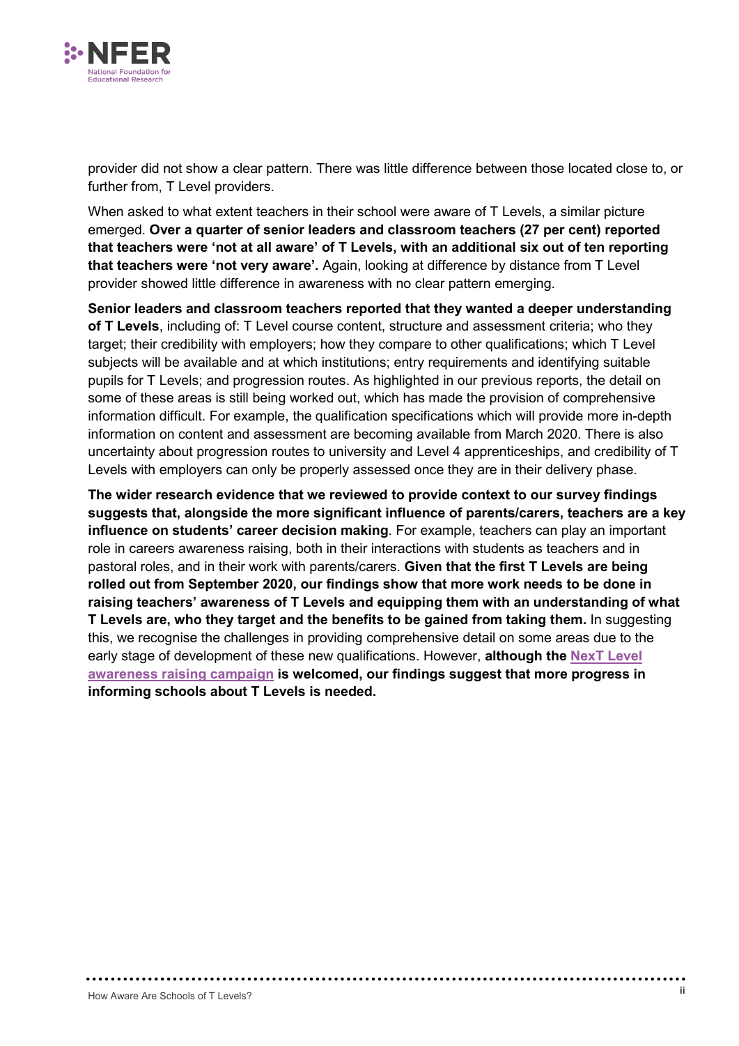provider did not show a clear pattern. There was little difference between those located close to, or further from, T Level providers.

When asked to what extent teachers in their school were aware of T Levels, a similar picture emerged. **Over a quarter of senior leaders and classroom teachers (27 per cent) reported that teachers were 'not at all aware' of T Levels, with an additional six out of ten reporting that teachers were 'not very aware'.** Again, looking at difference by distance from T Level provider showed little difference in awareness with no clear pattern emerging.

**Senior leaders and classroom teachers reported that they wanted a deeper understanding of T Levels**, including of: T Level course content, structure and assessment criteria; who they target; their credibility with employers; how they compare to other qualifications; which T Level subjects will be available and at which institutions; entry requirements and identifying suitable pupils for T Levels; and progression routes. As highlighted in our previous reports, the detail on some of these areas is still being worked out, which has made the provision of comprehensive information difficult. For example, the qualification specifications which will provide more in-depth information on content and assessment are becoming available from March 2020. There is also uncertainty about progression routes to university and Level 4 apprenticeships, and credibility of T Levels with employers can only be properly assessed once they are in their delivery phase.

**The wider research evidence that we reviewed to provide context to our survey findings suggests that, alongside the more significant influence of parents/carers, teachers are a key influence on students' career decision making**. For example, teachers can play an important role in careers awareness raising, both in their interactions with students as teachers and in pastoral roles, and in their work with parents/carers. **Given that the first T Levels are being rolled out from September 2020, our findings show that more work needs to be done in raising teachers' awareness of T Levels and equipping them with an understanding of what T Levels are, who they target and the benefits to be gained from taking them.** In suggesting this, we recognise the challenges in providing comprehensive detail on some areas due to the early stage of development of these new qualifications. However, **although the NexT Level awareness raising campaign is welcomed, our findings suggest that more progress in informing schools about T Levels is needed.**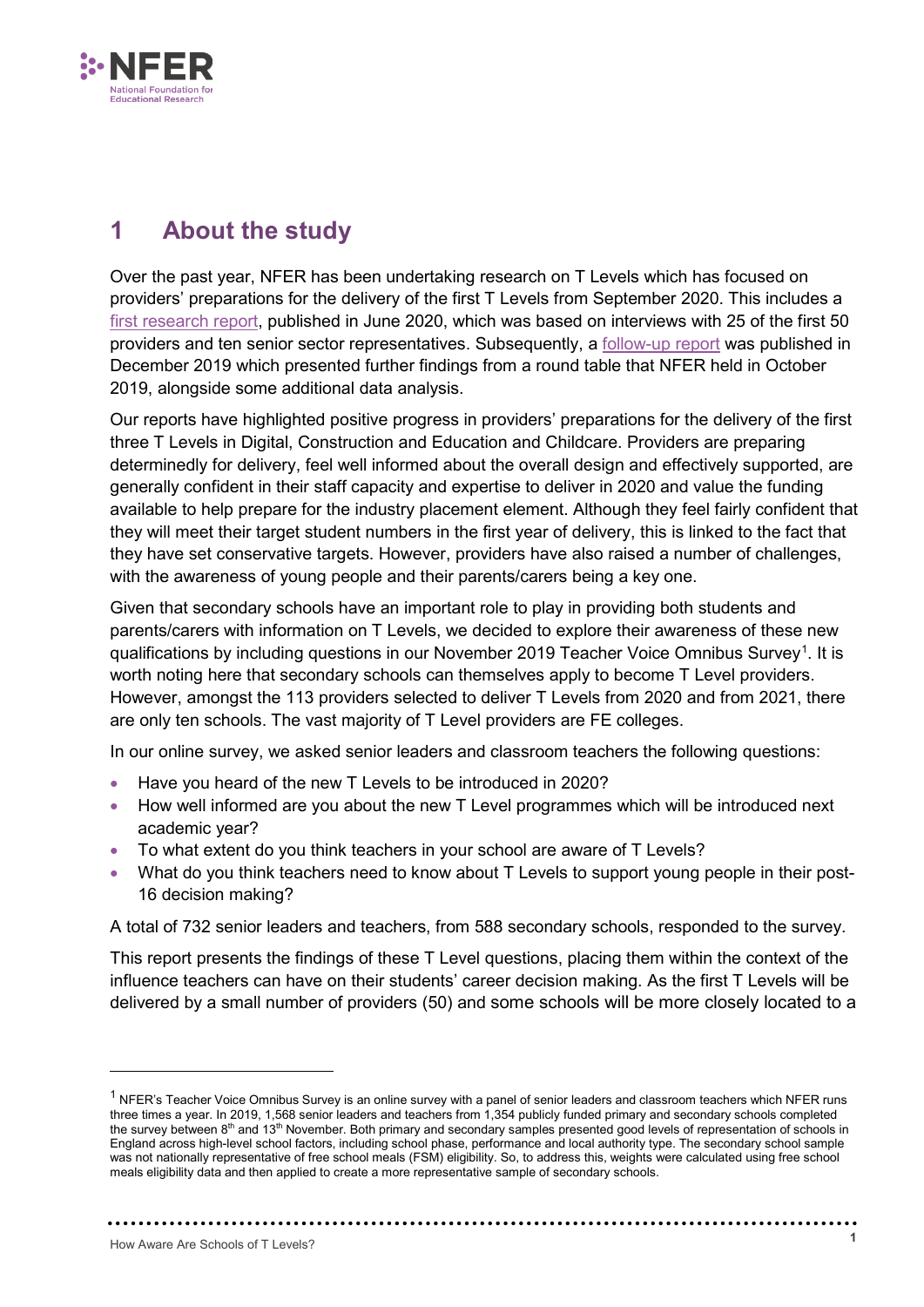# 1 About the study

Over the past year, NFER has been undertaking research on T Levels which has focused on providers' preparations for the delivery of the first T Levels from September 2020. This includes a first research report, published in June 2020, which was based on interviews with 25 of the first 50 providers and ten senior sector representatives. Subsequently, a follow-up report was published in December 2019 which presented further findings from a round table that NFER held in October 2019, alongside some additional data analysis.

Our reports have highlighted positive progress in providers' preparations for the delivery of the first three T Levels in Digital, Construction and Education and Childcare. Providers are preparing determinedly for delivery, feel well informed about the overall design and effectively supported, are generally confident in their staff capacity and expertise to deliver in 2020 and value the funding available to help prepare for the industry placement element. Although they feel fairly confident that they will meet their target student numbers in the first year of delivery, this is linked to the fact that they have set conservative targets. However, providers have also raised a number of challenges, with the awareness of young people and their parents/carers being a key one.

Given that secondary schools have an important role to play in providing both students and parents/carers with information on T Levels, we decided to explore their awareness of these new qualifications by including questions in our November 2019 Teacher Voice Omnibus Survey[1]. It is worth noting here that secondary schools can themselves apply to become T Level providers. However, amongst the 113 providers selected to deliver T Levels from 2020 and from 2021, there are only ten schools. The vast majority of T Level providers are FE colleges.

In our online survey, we asked senior leaders and classroom teachers the following questions:

- Have you heard of the new T Levels to be introduced in 2020?
- How well informed are you about the new T Level programmes which will be introduced next academic year?
- To what extent do you think teachers in your school are aware of T Levels?
- What do you think teachers need to know about T Levels to support young people in their post-16 decision making?

A total of 732 senior leaders and teachers, from 588 secondary schools, responded to the survey.

This report presents the findings of these T Level questions, placing them within the context of the influence teachers can have on their students' career decision making. As the first T Levels will be delivered by a small number of providers (50) and some schools will be more closely located to a

---

[1] NFER's Teacher Voice Omnibus Survey is an online survey with a panel of senior leaders and classroom teachers which NFER runs three times a year. In 2019, 1,568 senior leaders and teachers from 1,354 publicly funded primary and secondary schools completed the survey between 8th and 13th November. Both primary and secondary samples presented good levels of representation of schools in England across high-level school factors, including school phase, performance and local authority type. The secondary school sample was not nationally representative of free school meals (FSM) eligibility. So, to address this, weights were calculated using free school meals eligibility data and then applied to create a more representative sample of secondary schools.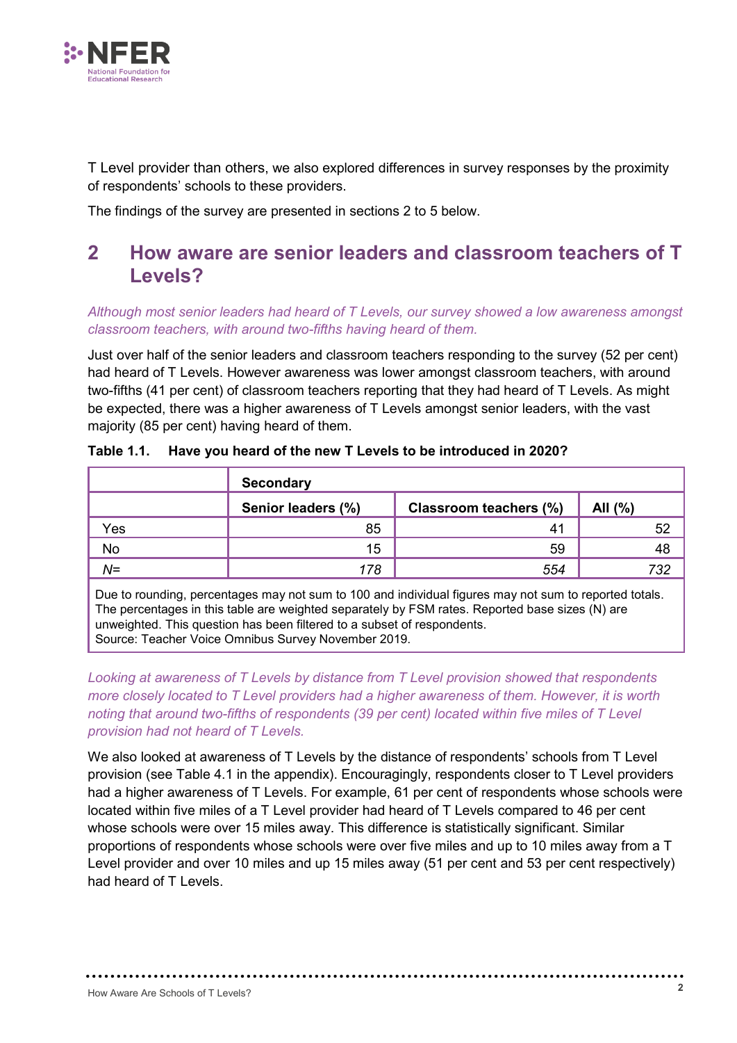T Level provider than others, we also explored differences in survey responses by the proximity of respondents' schools to these providers.

The findings of the survey are presented in sections 2 to 5 below.

## 2 How aware are senior leaders and classroom teachers of T Levels?

*Although most senior leaders had heard of T Levels, our survey showed a low awareness amongst classroom teachers, with around two-fifths having heard of them.*

Just over half of the senior leaders and classroom teachers responding to the survey (52 per cent) had heard of T Levels. However awareness was lower amongst classroom teachers, with around two-fifths (41 per cent) of classroom teachers reporting that they had heard of T Levels. As might be expected, there was a higher awareness of T Levels amongst senior leaders, with the vast majority (85 per cent) having heard of them.

**Table 1.1. Have you heard of the new T Levels to be introduced in 2020?**

| | Secondary | | |
|---|---|---|---|
| | Senior leaders (%) | Classroom teachers (%) | All (%) |
| Yes | 85 | 41 | 52 |
| No | 15 | 59 | 48 |
| *N=* | *178* | *554* | *732* |

Due to rounding, percentages may not sum to 100 and individual figures may not sum to reported totals. The percentages in this table are weighted separately by FSM rates. Reported base sizes (N) are unweighted. This question has been filtered to a subset of respondents.
Source: Teacher Voice Omnibus Survey November 2019.

*Looking at awareness of T Levels by distance from T Level provision showed that respondents more closely located to T Level providers had a higher awareness of them. However, it is worth noting that around two-fifths of respondents (39 per cent) located within five miles of T Level provision had not heard of T Levels.*

We also looked at awareness of T Levels by the distance of respondents' schools from T Level provision (see Table 4.1 in the appendix). Encouragingly, respondents closer to T Level providers had a higher awareness of T Levels. For example, 61 per cent of respondents whose schools were located within five miles of a T Level provider had heard of T Levels compared to 46 per cent whose schools were over 15 miles away. This difference is statistically significant. Similar proportions of respondents whose schools were over five miles and up to 10 miles away from a T Level provider and over 10 miles and up 15 miles away (51 per cent and 53 per cent respectively) had heard of T Levels.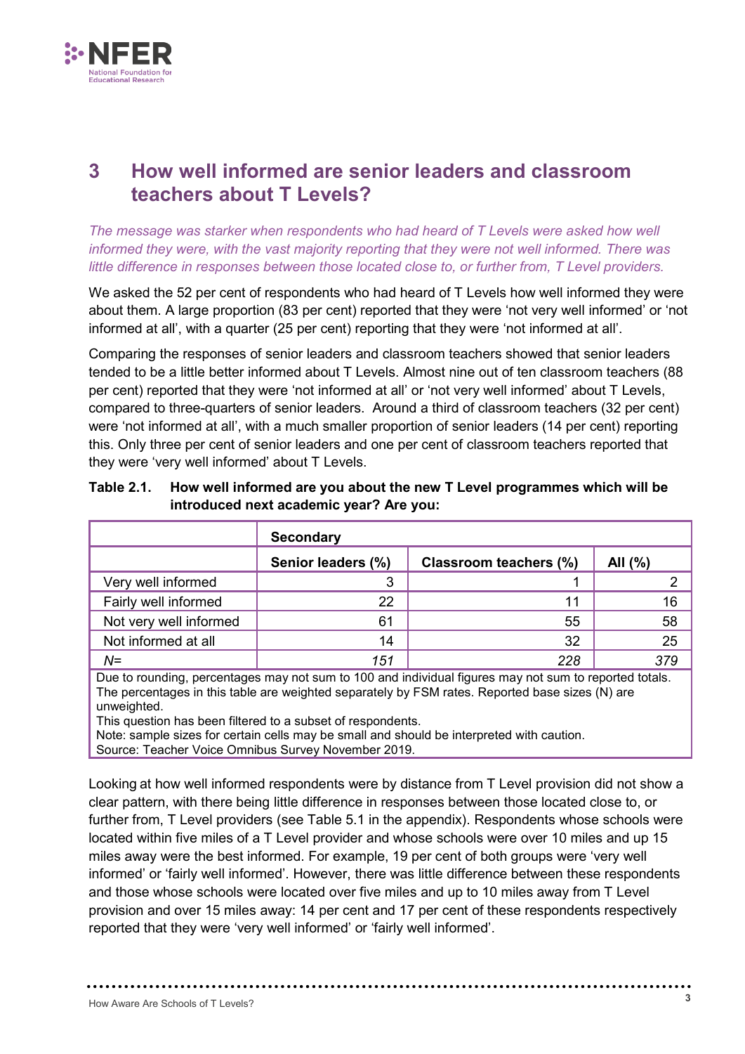# 3 How well informed are senior leaders and classroom teachers about T Levels?

*The message was starker when respondents who had heard of T Levels were asked how well informed they were, with the vast majority reporting that they were not well informed. There was little difference in responses between those located close to, or further from, T Level providers.*

We asked the 52 per cent of respondents who had heard of T Levels how well informed they were about them. A large proportion (83 per cent) reported that they were 'not very well informed' or 'not informed at all', with a quarter (25 per cent) reporting that they were 'not informed at all'.

Comparing the responses of senior leaders and classroom teachers showed that senior leaders tended to be a little better informed about T Levels. Almost nine out of ten classroom teachers (88 per cent) reported that they were 'not informed at all' or 'not very well informed' about T Levels, compared to three-quarters of senior leaders. Around a third of classroom teachers (32 per cent) were 'not informed at all', with a much smaller proportion of senior leaders (14 per cent) reporting this. Only three per cent of senior leaders and one per cent of classroom teachers reported that they were 'very well informed' about T Levels.

**Table 2.1. How well informed are you about the new T Level programmes which will be introduced next academic year? Are you:**

| | Secondary | | |
|---|---|---|---|
| | **Senior leaders (%)** | **Classroom teachers (%)** | **All (%)** |
| Very well informed | 3 | 1 | 2 |
| Fairly well informed | 22 | 11 | 16 |
| Not very well informed | 61 | 55 | 58 |
| Not informed at all | 14 | 32 | 25 |
| *N=* | *151* | *228* | *379* |

Due to rounding, percentages may not sum to 100 and individual figures may not sum to reported totals.
The percentages in this table are weighted separately by FSM rates. Reported base sizes (N) are unweighted.
This question has been filtered to a subset of respondents.
Note: sample sizes for certain cells may be small and should be interpreted with caution.
Source: Teacher Voice Omnibus Survey November 2019.

Looking at how well informed respondents were by distance from T Level provision did not show a clear pattern, with there being little difference in responses between those located close to, or further from, T Level providers (see Table 5.1 in the appendix). Respondents whose schools were located within five miles of a T Level provider and whose schools were over 10 miles and up 15 miles away were the best informed. For example, 19 per cent of both groups were 'very well informed' or 'fairly well informed'. However, there was little difference between these respondents and those whose schools were located over five miles and up to 10 miles away from T Level provision and over 15 miles away: 14 per cent and 17 per cent of these respondents respectively reported that they were 'very well informed' or 'fairly well informed'.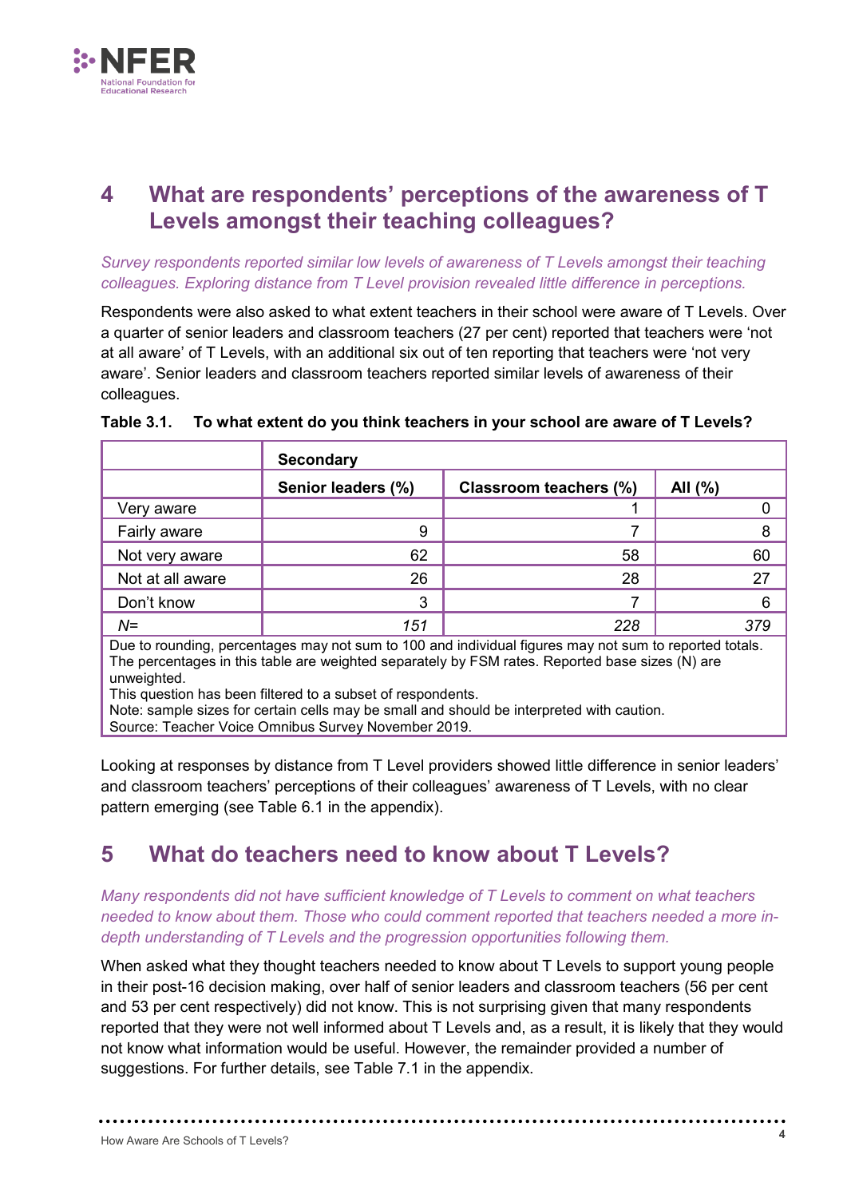## 4 What are respondents' perceptions of the awareness of T Levels amongst their teaching colleagues?

*Survey respondents reported similar low levels of awareness of T Levels amongst their teaching colleagues. Exploring distance from T Level provision revealed little difference in perceptions.*

Respondents were also asked to what extent teachers in their school were aware of T Levels. Over a quarter of senior leaders and classroom teachers (27 per cent) reported that teachers were 'not at all aware' of T Levels, with an additional six out of ten reporting that teachers were 'not very aware'. Senior leaders and classroom teachers reported similar levels of awareness of their colleagues.

**Table 3.1. To what extent do you think teachers in your school are aware of T Levels?**

| | Secondary | | |
|---|---|---|---|
| | **Senior leaders (%)** | **Classroom teachers (%)** | **All (%)** |
| Very aware | | 1 | 0 |
| Fairly aware | 9 | 7 | 8 |
| Not very aware | 62 | 58 | 60 |
| Not at all aware | 26 | 28 | 27 |
| Don't know | 3 | 7 | 6 |
| *N=* | *151* | *228* | *379* |

Due to rounding, percentages may not sum to 100 and individual figures may not sum to reported totals.
The percentages in this table are weighted separately by FSM rates. Reported base sizes (N) are unweighted.
This question has been filtered to a subset of respondents.
Note: sample sizes for certain cells may be small and should be interpreted with caution.
Source: Teacher Voice Omnibus Survey November 2019.

Looking at responses by distance from T Level providers showed little difference in senior leaders' and classroom teachers' perceptions of their colleagues' awareness of T Levels, with no clear pattern emerging (see Table 6.1 in the appendix).

## 5 What do teachers need to know about T Levels?

*Many respondents did not have sufficient knowledge of T Levels to comment on what teachers needed to know about them. Those who could comment reported that teachers needed a more in-depth understanding of T Levels and the progression opportunities following them.*

When asked what they thought teachers needed to know about T Levels to support young people in their post-16 decision making, over half of senior leaders and classroom teachers (56 per cent and 53 per cent respectively) did not know. This is not surprising given that many respondents reported that they were not well informed about T Levels and, as a result, it is likely that they would not know what information would be useful. However, the remainder provided a number of suggestions. For further details, see Table 7.1 in the appendix.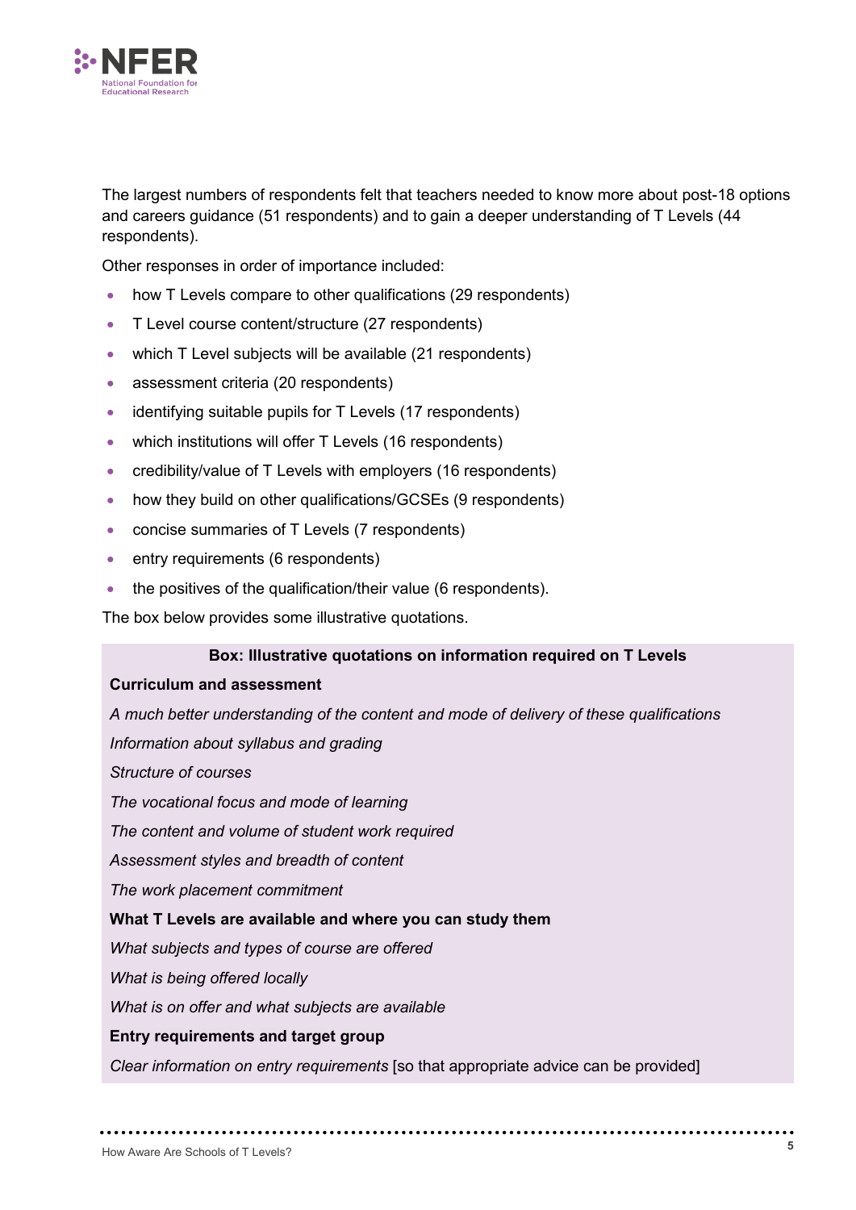The largest numbers of respondents felt that teachers needed to know more about post-18 options and careers guidance (51 respondents) and to gain a deeper understanding of T Levels (44 respondents).

Other responses in order of importance included:

- how T Levels compare to other qualifications (29 respondents)
- T Level course content/structure (27 respondents)
- which T Level subjects will be available (21 respondents)
- assessment criteria (20 respondents)
- identifying suitable pupils for T Levels (17 respondents)
- which institutions will offer T Levels (16 respondents)
- credibility/value of T Levels with employers (16 respondents)
- how they build on other qualifications/GCSEs (9 respondents)
- concise summaries of T Levels (7 respondents)
- entry requirements (6 respondents)
- the positives of the qualification/their value (6 respondents).

The box below provides some illustrative quotations.

**Box: Illustrative quotations on information required on T Levels**

**Curriculum and assessment**

*A much better understanding of the content and mode of delivery of these qualifications*

*Information about syllabus and grading*

*Structure of courses*

*The vocational focus and mode of learning*

*The content and volume of student work required*

*Assessment styles and breadth of content*

*The work placement commitment*

**What T Levels are available and where you can study them**

*What subjects and types of course are offered*

*What is being offered locally*

*What is on offer and what subjects are available*

**Entry requirements and target group**

*Clear information on entry requirements* [so that appropriate advice can be provided]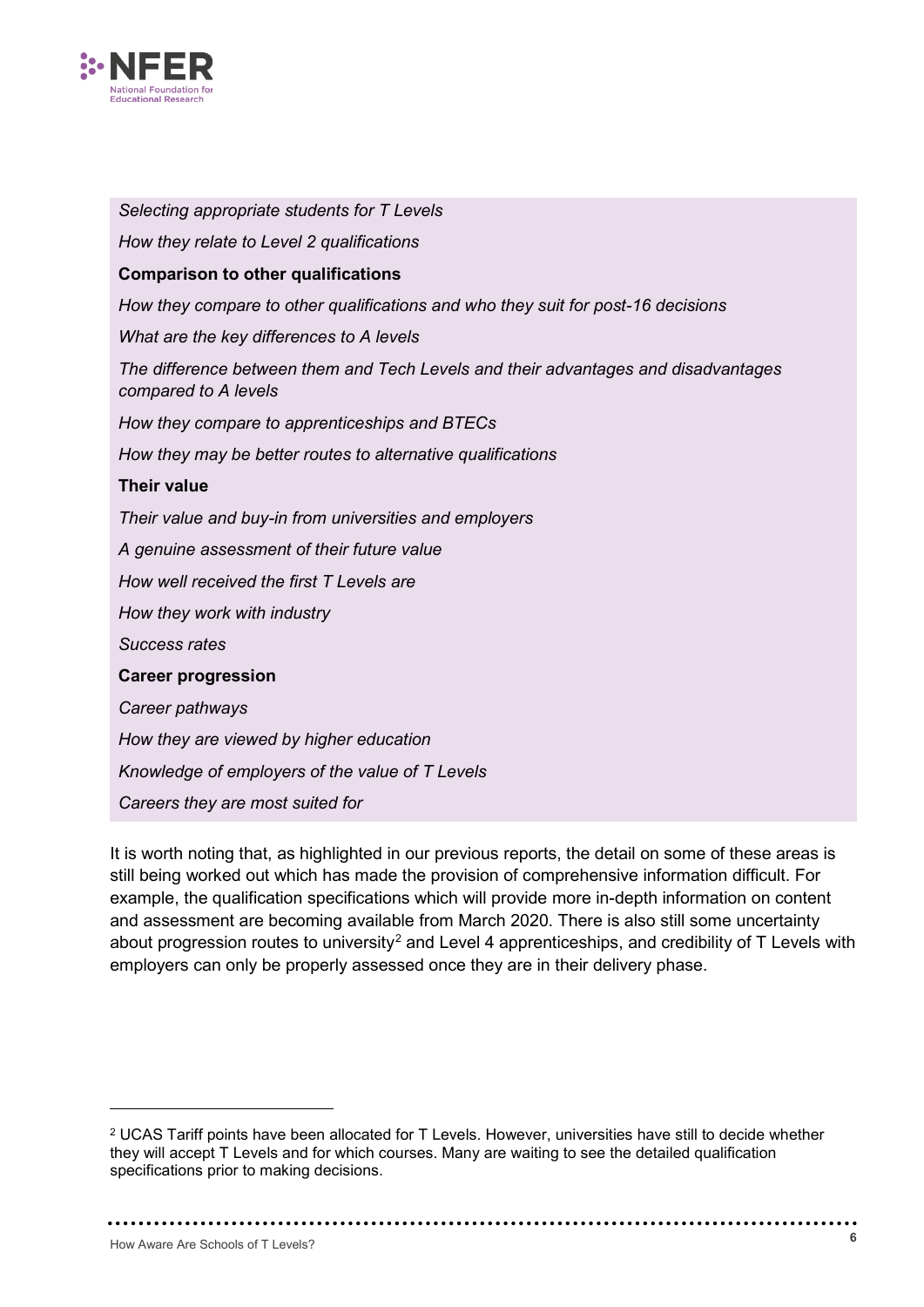*Selecting appropriate students for T Levels*

*How they relate to Level 2 qualifications*

**Comparison to other qualifications**

*How they compare to other qualifications and who they suit for post-16 decisions*

*What are the key differences to A levels*

*The difference between them and Tech Levels and their advantages and disadvantages compared to A levels*

*How they compare to apprenticeships and BTECs*

*How they may be better routes to alternative qualifications*

**Their value**

*Their value and buy-in from universities and employers*

*A genuine assessment of their future value*

*How well received the first T Levels are*

*How they work with industry*

*Success rates*

**Career progression**

*Career pathways*

*How they are viewed by higher education*

*Knowledge of employers of the value of T Levels*

*Careers they are most suited for*

It is worth noting that, as highlighted in our previous reports, the detail on some of these areas is still being worked out which has made the provision of comprehensive information difficult. For example, the qualification specifications which will provide more in-depth information on content and assessment are becoming available from March 2020. There is also still some uncertainty about progression routes to university[2] and Level 4 apprenticeships, and credibility of T Levels with employers can only be properly assessed once they are in their delivery phase.

---

[2] UCAS Tariff points have been allocated for T Levels. However, universities have still to decide whether they will accept T Levels and for which courses. Many are waiting to see the detailed qualification specifications prior to making decisions.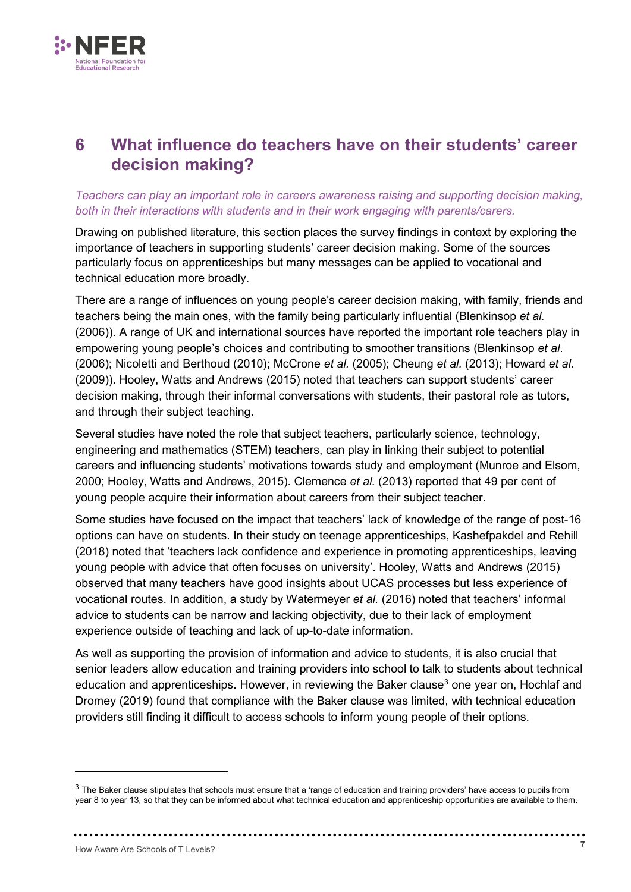# 6 What influence do teachers have on their students' career decision making?

*Teachers can play an important role in careers awareness raising and supporting decision making, both in their interactions with students and in their work engaging with parents/carers.*

Drawing on published literature, this section places the survey findings in context by exploring the importance of teachers in supporting students' career decision making. Some of the sources particularly focus on apprenticeships but many messages can be applied to vocational and technical education more broadly.

There are a range of influences on young people's career decision making, with family, friends and teachers being the main ones, with the family being particularly influential (Blenkinsop *et al.* (2006)). A range of UK and international sources have reported the important role teachers play in empowering young people's choices and contributing to smoother transitions (Blenkinsop *et al*. (2006); Nicoletti and Berthoud (2010); McCrone *et al.* (2005); Cheung *et al.* (2013); Howard *et al.* (2009)). Hooley, Watts and Andrews (2015) noted that teachers can support students' career decision making, through their informal conversations with students, their pastoral role as tutors, and through their subject teaching.

Several studies have noted the role that subject teachers, particularly science, technology, engineering and mathematics (STEM) teachers, can play in linking their subject to potential careers and influencing students' motivations towards study and employment (Munroe and Elsom, 2000; Hooley, Watts and Andrews, 2015). Clemence *et al.* (2013) reported that 49 per cent of young people acquire their information about careers from their subject teacher.

Some studies have focused on the impact that teachers' lack of knowledge of the range of post-16 options can have on students. In their study on teenage apprenticeships, Kashefpakdel and Rehill (2018) noted that 'teachers lack confidence and experience in promoting apprenticeships, leaving young people with advice that often focuses on university'. Hooley, Watts and Andrews (2015) observed that many teachers have good insights about UCAS processes but less experience of vocational routes. In addition, a study by Watermeyer *et al.* (2016) noted that teachers' informal advice to students can be narrow and lacking objectivity, due to their lack of employment experience outside of teaching and lack of up-to-date information.

As well as supporting the provision of information and advice to students, it is also crucial that senior leaders allow education and training providers into school to talk to students about technical education and apprenticeships. However, in reviewing the Baker clause[3] one year on, Hochlaf and Dromey (2019) found that compliance with the Baker clause was limited, with technical education providers still finding it difficult to access schools to inform young people of their options.

---

[3] The Baker clause stipulates that schools must ensure that a 'range of education and training providers' have access to pupils from year 8 to year 13, so that they can be informed about what technical education and apprenticeship opportunities are available to them.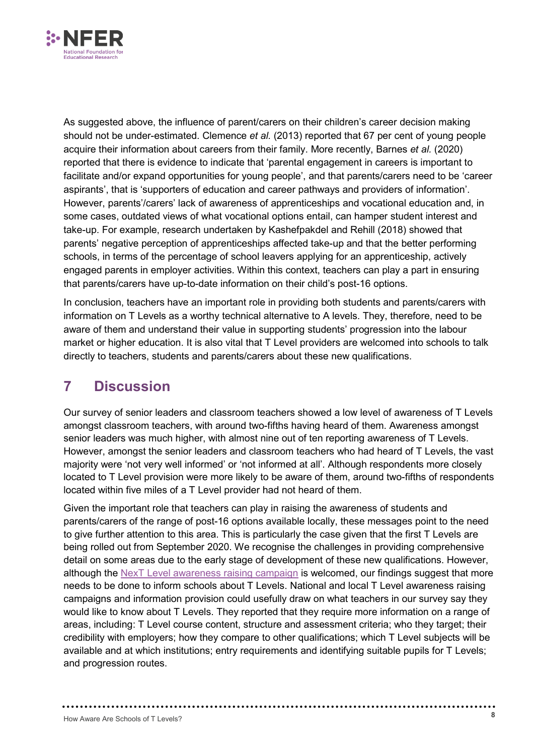As suggested above, the influence of parent/carers on their children's career decision making should not be under-estimated. Clemence *et al.* (2013) reported that 67 per cent of young people acquire their information about careers from their family. More recently, Barnes *et al.* (2020) reported that there is evidence to indicate that 'parental engagement in careers is important to facilitate and/or expand opportunities for young people', and that parents/carers need to be 'career aspirants', that is 'supporters of education and career pathways and providers of information'. However, parents'/carers' lack of awareness of apprenticeships and vocational education and, in some cases, outdated views of what vocational options entail, can hamper student interest and take-up. For example, research undertaken by Kashefpakdel and Rehill (2018) showed that parents' negative perception of apprenticeships affected take-up and that the better performing schools, in terms of the percentage of school leavers applying for an apprenticeship, actively engaged parents in employer activities. Within this context, teachers can play a part in ensuring that parents/carers have up-to-date information on their child's post-16 options.

In conclusion, teachers have an important role in providing both students and parents/carers with information on T Levels as a worthy technical alternative to A levels. They, therefore, need to be aware of them and understand their value in supporting students' progression into the labour market or higher education. It is also vital that T Level providers are welcomed into schools to talk directly to teachers, students and parents/carers about these new qualifications.

## 7 Discussion

Our survey of senior leaders and classroom teachers showed a low level of awareness of T Levels amongst classroom teachers, with around two-fifths having heard of them. Awareness amongst senior leaders was much higher, with almost nine out of ten reporting awareness of T Levels. However, amongst the senior leaders and classroom teachers who had heard of T Levels, the vast majority were 'not very well informed' or 'not informed at all'. Although respondents more closely located to T Level provision were more likely to be aware of them, around two-fifths of respondents located within five miles of a T Level provider had not heard of them.

Given the important role that teachers can play in raising the awareness of students and parents/carers of the range of post-16 options available locally, these messages point to the need to give further attention to this area. This is particularly the case given that the first T Levels are being rolled out from September 2020. We recognise the challenges in providing comprehensive detail on some areas due to the early stage of development of these new qualifications. However, although the NexT Level awareness raising campaign is welcomed, our findings suggest that more needs to be done to inform schools about T Levels. National and local T Level awareness raising campaigns and information provision could usefully draw on what teachers in our survey say they would like to know about T Levels. They reported that they require more information on a range of areas, including: T Level course content, structure and assessment criteria; who they target; their credibility with employers; how they compare to other qualifications; which T Level subjects will be available and at which institutions; entry requirements and identifying suitable pupils for T Levels; and progression routes.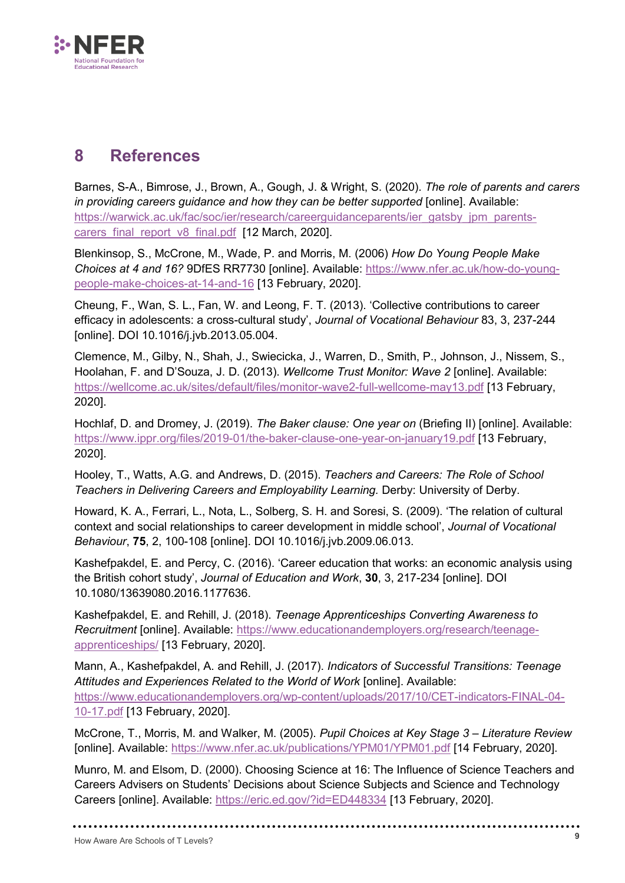## 8 References

Barnes, S-A., Bimrose, J., Brown, A., Gough, J. & Wright, S. (2020). *The role of parents and carers in providing careers guidance and how they can be better supported* [online]. Available: https://warwick.ac.uk/fac/soc/ier/research/careerguidanceparents/ier_gatsby_jpm_parents-carers_final_report_v8_final.pdf [12 March, 2020].

Blenkinsop, S., McCrone, M., Wade, P. and Morris, M. (2006) *How Do Young People Make Choices at 4 and 16?* 9DfES RR7730 [online]. Available: https://www.nfer.ac.uk/how-do-young-people-make-choices-at-14-and-16 [13 February, 2020].

Cheung, F., Wan, S. L., Fan, W. and Leong, F. T. (2013). 'Collective contributions to career efficacy in adolescents: a cross-cultural study', *Journal of Vocational Behaviour* 83, 3, 237-244 [online]. DOI 10.1016/j.jvb.2013.05.004.

Clemence, M., Gilby, N., Shah, J., Swiecicka, J., Warren, D., Smith, P., Johnson, J., Nissem, S., Hoolahan, F. and D'Souza, J. D. (2013). *Wellcome Trust Monitor: Wave 2* [online]. Available: https://wellcome.ac.uk/sites/default/files/monitor-wave2-full-wellcome-may13.pdf [13 February, 2020].

Hochlaf, D. and Dromey, J. (2019). *The Baker clause: One year on* (Briefing II) [online]. Available: https://www.ippr.org/files/2019-01/the-baker-clause-one-year-on-january19.pdf [13 February, 2020].

Hooley, T., Watts, A.G. and Andrews, D. (2015). *Teachers and Careers: The Role of School Teachers in Delivering Careers and Employability Learning.* Derby: University of Derby.

Howard, K. A., Ferrari, L., Nota, L., Solberg, S. H. and Soresi, S. (2009). 'The relation of cultural context and social relationships to career development in middle school', *Journal of Vocational Behaviour*, **75**, 2, 100-108 [online]. DOI 10.1016/j.jvb.2009.06.013.

Kashefpakdel, E. and Percy, C. (2016). 'Career education that works: an economic analysis using the British cohort study', *Journal of Education and Work*, **30**, 3, 217-234 [online]. DOI 10.1080/13639080.2016.1177636.

Kashefpakdel, E. and Rehill, J. (2018). *Teenage Apprenticeships Converting Awareness to Recruitment* [online]. Available: https://www.educationandemployers.org/research/teenage-apprenticeships/ [13 February, 2020].

Mann, A., Kashefpakdel, A. and Rehill, J. (2017). *Indicators of Successful Transitions: Teenage Attitudes and Experiences Related to the World of Work* [online]. Available: https://www.educationandemployers.org/wp-content/uploads/2017/10/CET-indicators-FINAL-04-10-17.pdf [13 February, 2020].

McCrone, T., Morris, M. and Walker, M. (2005). *Pupil Choices at Key Stage 3 – Literature Review* [online]. Available: https://www.nfer.ac.uk/publications/YPM01/YPM01.pdf [14 February, 2020].

Munro, M. and Elsom, D. (2000). Choosing Science at 16: The Influence of Science Teachers and Careers Advisers on Students' Decisions about Science Subjects and Science and Technology Careers [online]. Available: https://eric.ed.gov/?id=ED448334 [13 February, 2020].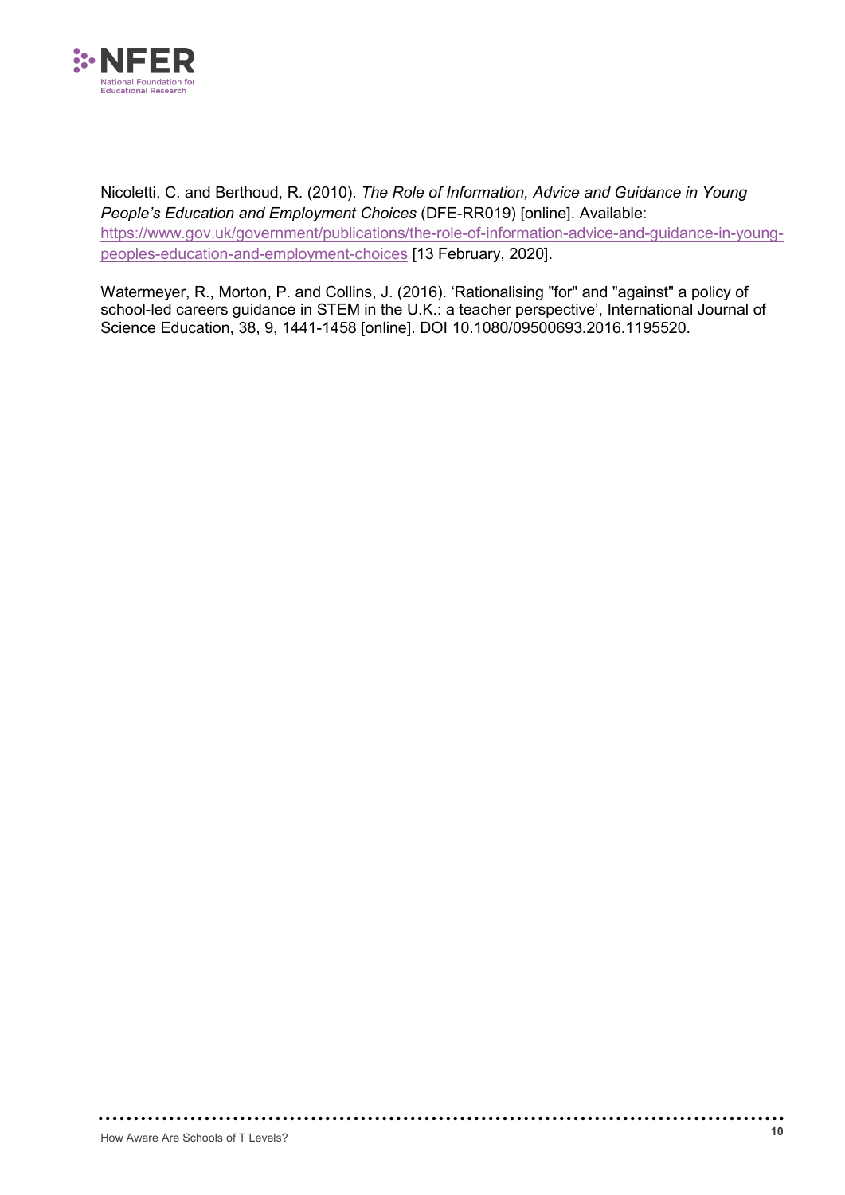Nicoletti, C. and Berthoud, R. (2010). *The Role of Information, Advice and Guidance in Young People's Education and Employment Choices* (DFE-RR019) [online]. Available: [https://www.gov.uk/government/publications/the-role-of-information-advice-and-guidance-in-young-peoples-education-and-employment-choices](https://www.gov.uk/government/publications/the-role-of-information-advice-and-guidance-in-young-peoples-education-and-employment-choices) [13 February, 2020].

Watermeyer, R., Morton, P. and Collins, J. (2016). 'Rationalising "for" and "against" a policy of school-led careers guidance in STEM in the U.K.: a teacher perspective', International Journal of Science Education, 38, 9, 1441-1458 [online]. DOI 10.1080/09500693.2016.1195520.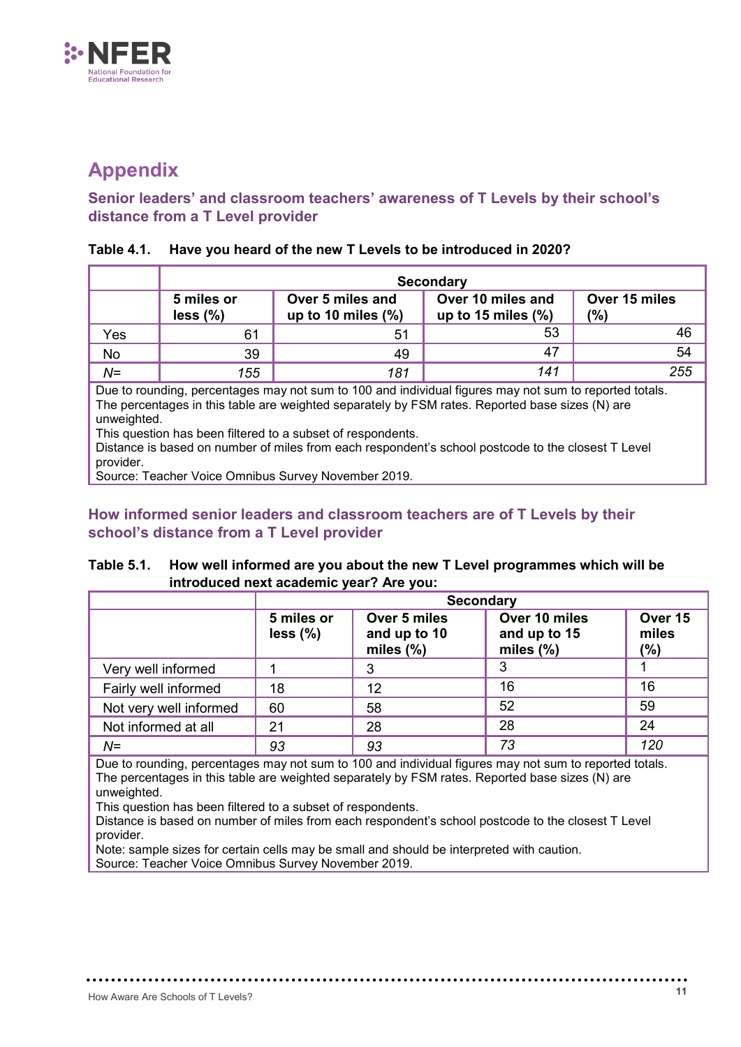# Appendix

## Senior leaders' and classroom teachers' awareness of T Levels by their school's distance from a T Level provider

**Table 4.1. Have you heard of the new T Levels to be introduced in 2020?**

| | Secondary | | | |
|---|---|---|---|---|
| | **5 miles or less (%)** | **Over 5 miles and up to 10 miles (%)** | **Over 10 miles and up to 15 miles (%)** | **Over 15 miles (%)** |
| Yes | 61 | 51 | 53 | 46 |
| No | 39 | 49 | 47 | 54 |
| *N=* | *155* | *181* | *141* | *255* |

Due to rounding, percentages may not sum to 100 and individual figures may not sum to reported totals.
The percentages in this table are weighted separately by FSM rates. Reported base sizes (N) are unweighted.
This question has been filtered to a subset of respondents.
Distance is based on number of miles from each respondent's school postcode to the closest T Level provider.
Source: Teacher Voice Omnibus Survey November 2019.

## How informed senior leaders and classroom teachers are of T Levels by their school's distance from a T Level provider

**Table 5.1. How well informed are you about the new T Level programmes which will be introduced next academic year? Are you:**

| | Secondary | | | |
|---|---|---|---|---|
| | **5 miles or less (%)** | **Over 5 miles and up to 10 miles (%)** | **Over 10 miles and up to 15 miles (%)** | **Over 15 miles (%)** |
| Very well informed | 1 | 3 | 3 | 1 |
| Fairly well informed | 18 | 12 | 16 | 16 |
| Not very well informed | 60 | 58 | 52 | 59 |
| Not informed at all | 21 | 28 | 28 | 24 |
| *N=* | *93* | *93* | *73* | *120* |

Due to rounding, percentages may not sum to 100 and individual figures may not sum to reported totals.
The percentages in this table are weighted separately by FSM rates. Reported base sizes (N) are unweighted.
This question has been filtered to a subset of respondents.
Distance is based on number of miles from each respondent's school postcode to the closest T Level provider.
Note: sample sizes for certain cells may be small and should be interpreted with caution.
Source: Teacher Voice Omnibus Survey November 2019.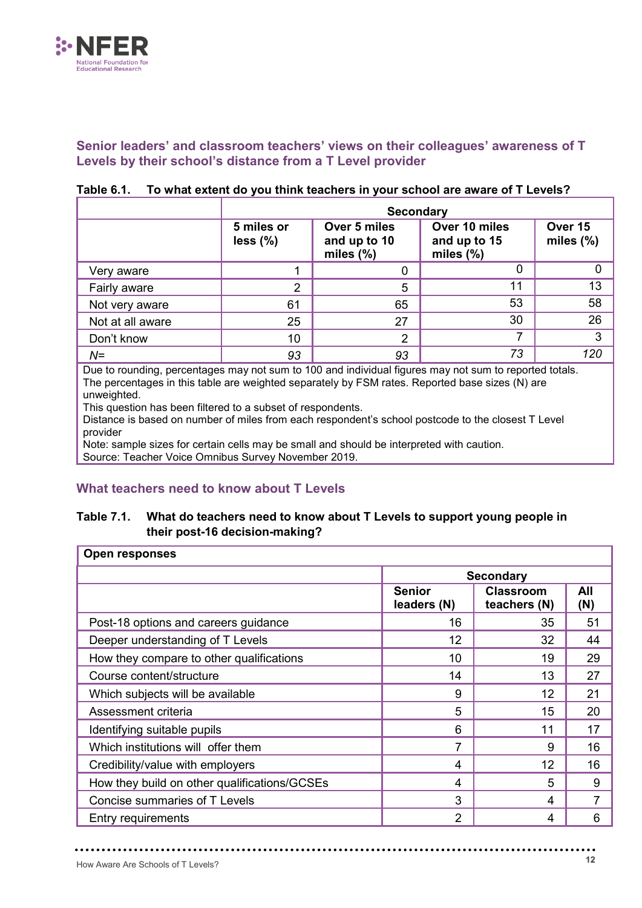## Senior leaders' and classroom teachers' views on their colleagues' awareness of T Levels by their school's distance from a T Level provider

**Table 6.1. To what extent do you think teachers in your school are aware of T Levels?**

| | Secondary | | | |
|---|---|---|---|---|
| | 5 miles or less (%) | Over 5 miles and up to 10 miles (%) | Over 10 miles and up to 15 miles (%) | Over 15 miles (%) |
| Very aware | 1 | 0 | 0 | 0 |
| Fairly aware | 2 | 5 | 11 | 13 |
| Not very aware | 61 | 65 | 53 | 58 |
| Not at all aware | 25 | 27 | 30 | 26 |
| Don't know | 10 | 2 | 7 | 3 |
| *N=* | *93* | *93* | *73* | *120* |

Due to rounding, percentages may not sum to 100 and individual figures may not sum to reported totals.
The percentages in this table are weighted separately by FSM rates. Reported base sizes (N) are unweighted.
This question has been filtered to a subset of respondents.
Distance is based on number of miles from each respondent's school postcode to the closest T Level provider
Note: sample sizes for certain cells may be small and should be interpreted with caution.
Source: Teacher Voice Omnibus Survey November 2019.

## What teachers need to know about T Levels

**Table 7.1. What do teachers need to know about T Levels to support young people in their post-16 decision-making?**

**Open responses**

| | Secondary | | |
|---|---|---|---|
| | Senior leaders (N) | Classroom teachers (N) | All (N) |
| Post-18 options and careers guidance | 16 | 35 | 51 |
| Deeper understanding of T Levels | 12 | 32 | 44 |
| How they compare to other qualifications | 10 | 19 | 29 |
| Course content/structure | 14 | 13 | 27 |
| Which subjects will be available | 9 | 12 | 21 |
| Assessment criteria | 5 | 15 | 20 |
| Identifying suitable pupils | 6 | 11 | 17 |
| Which institutions will offer them | 7 | 9 | 16 |
| Credibility/value with employers | 4 | 12 | 16 |
| How they build on other qualifications/GCSEs | 4 | 5 | 9 |
| Concise summaries of T Levels | 3 | 4 | 7 |
| Entry requirements | 2 | 4 | 6 |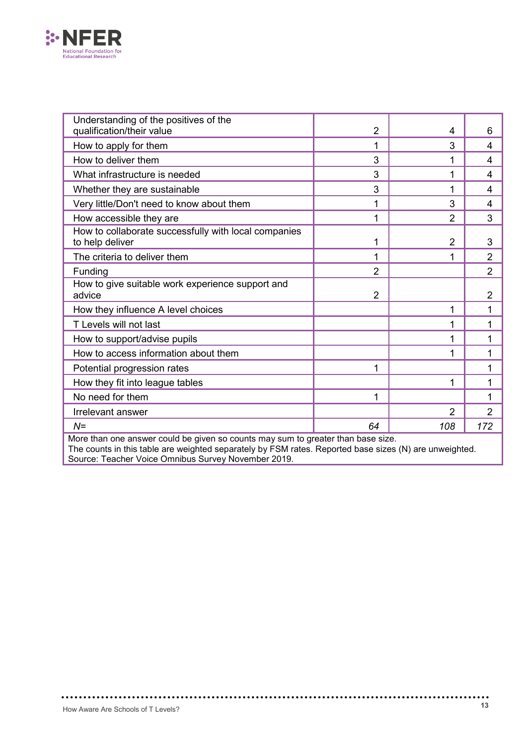| | | | |
|---|---|---|---|
| Understanding of the positives of the qualification/their value | 2 | 4 | 6 |
| How to apply for them | 1 | 3 | 4 |
| How to deliver them | 3 | 1 | 4 |
| What infrastructure is needed | 3 | 1 | 4 |
| Whether they are sustainable | 3 | 1 | 4 |
| Very little/Don't need to know about them | 1 | 3 | 4 |
| How accessible they are | 1 | 2 | 3 |
| How to collaborate successfully with local companies to help deliver | 1 | 2 | 3 |
| The criteria to deliver them | 1 | 1 | 2 |
| Funding | 2 | | 2 |
| How to give suitable work experience support and advice | 2 | | 2 |
| How they influence A level choices | | 1 | 1 |
| T Levels will not last | | 1 | 1 |
| How to support/advise pupils | | 1 | 1 |
| How to access information about them | | 1 | 1 |
| Potential progression rates | 1 | | 1 |
| How they fit into league tables | | 1 | 1 |
| No need for them | 1 | | 1 |
| Irrelevant answer | | 2 | 2 |
| *N=* | *64* | *108* | *172* |

More than one answer could be given so counts may sum to greater than base size.
The counts in this table are weighted separately by FSM rates. Reported base sizes (N) are unweighted.
Source: Teacher Voice Omnibus Survey November 2019.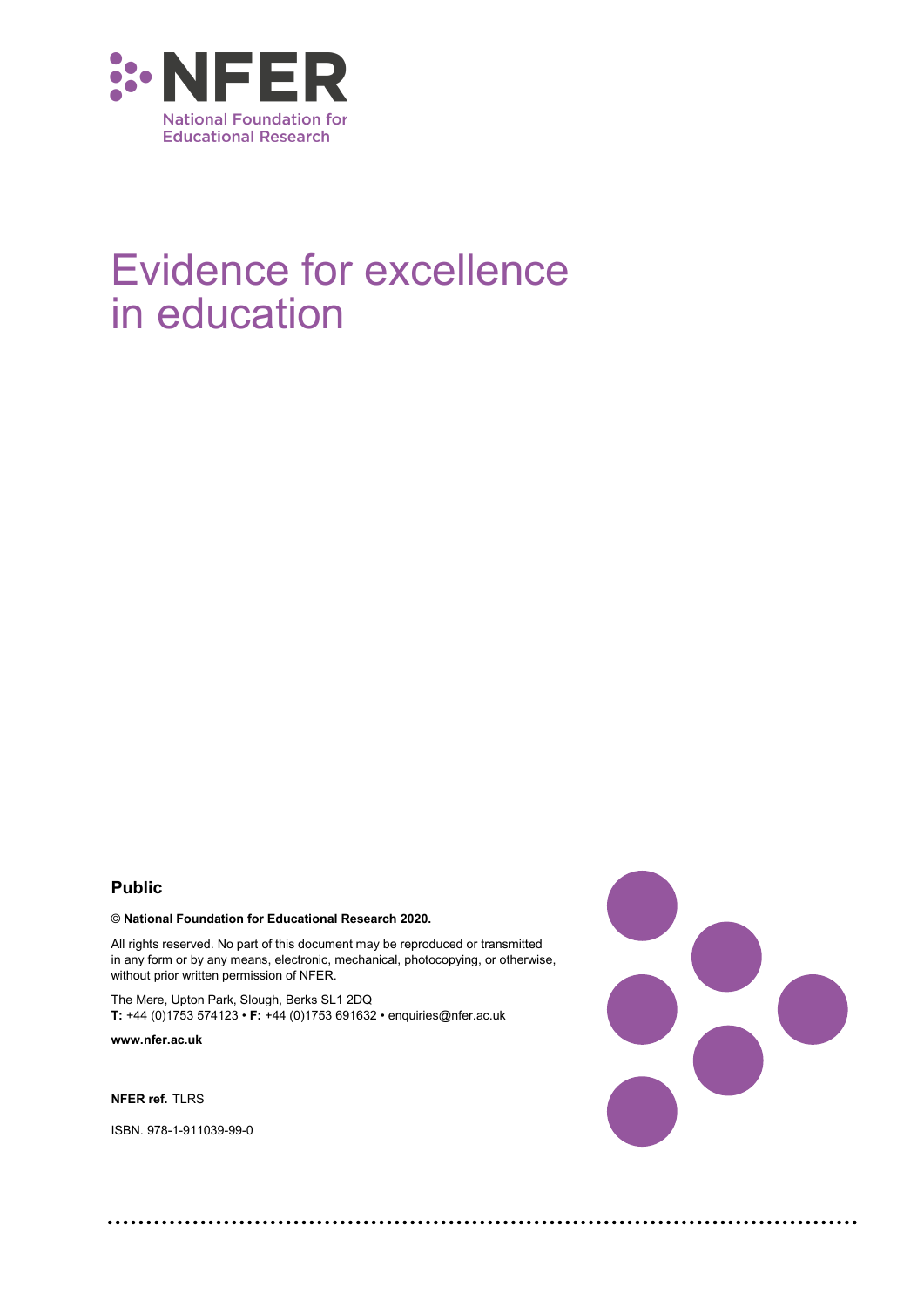NFER

National Foundation for Educational Research

# Evidence for excellence in education

**Public**

**© National Foundation for Educational Research 2020.**

All rights reserved. No part of this document may be reproduced or transmitted in any form or by any means, electronic, mechanical, photocopying, or otherwise, without prior written permission of NFER.

The Mere, Upton Park, Slough, Berks SL1 2DQ
**T:** +44 (0)1753 574123 • **F:** +44 (0)1753 691632 • enquiries@nfer.ac.uk

**www.nfer.ac.uk**

**NFER ref.** TLRS

ISBN. 978-1-911039-99-0